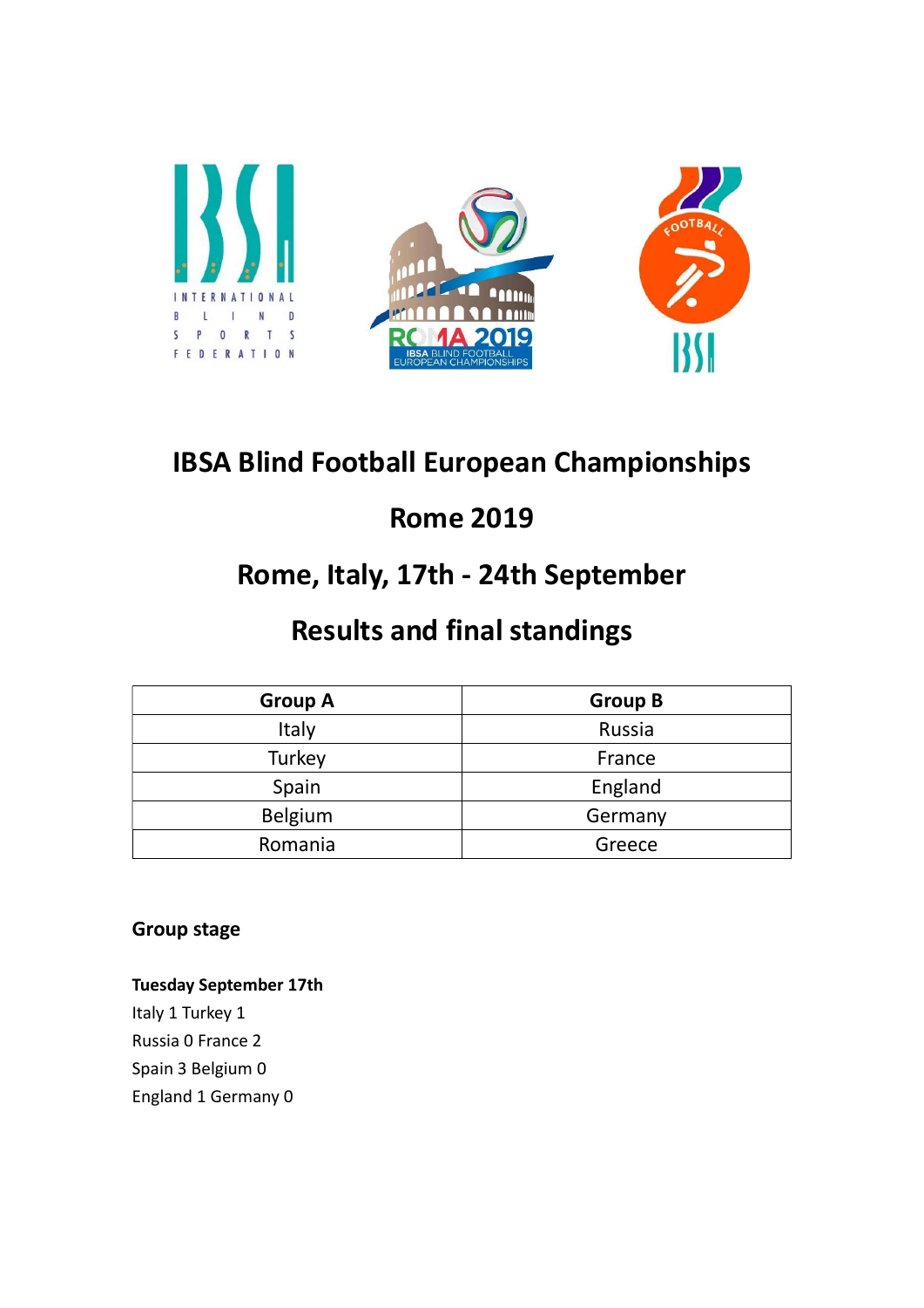# IBSA Blind Football European Championships

# Rome 2019

## Rome, Italy, 17th - 24th September

## Results and final standings

| Group A | Group B |
| --- | --- |
| Italy | Russia |
| Turkey | France |
| Spain | England |
| Belgium | Germany |
| Romania | Greece |

### Group stage

**Tuesday September 17th**

Italy 1 Turkey 1
Russia 0 France 2
Spain 3 Belgium 0
England 1 Germany 0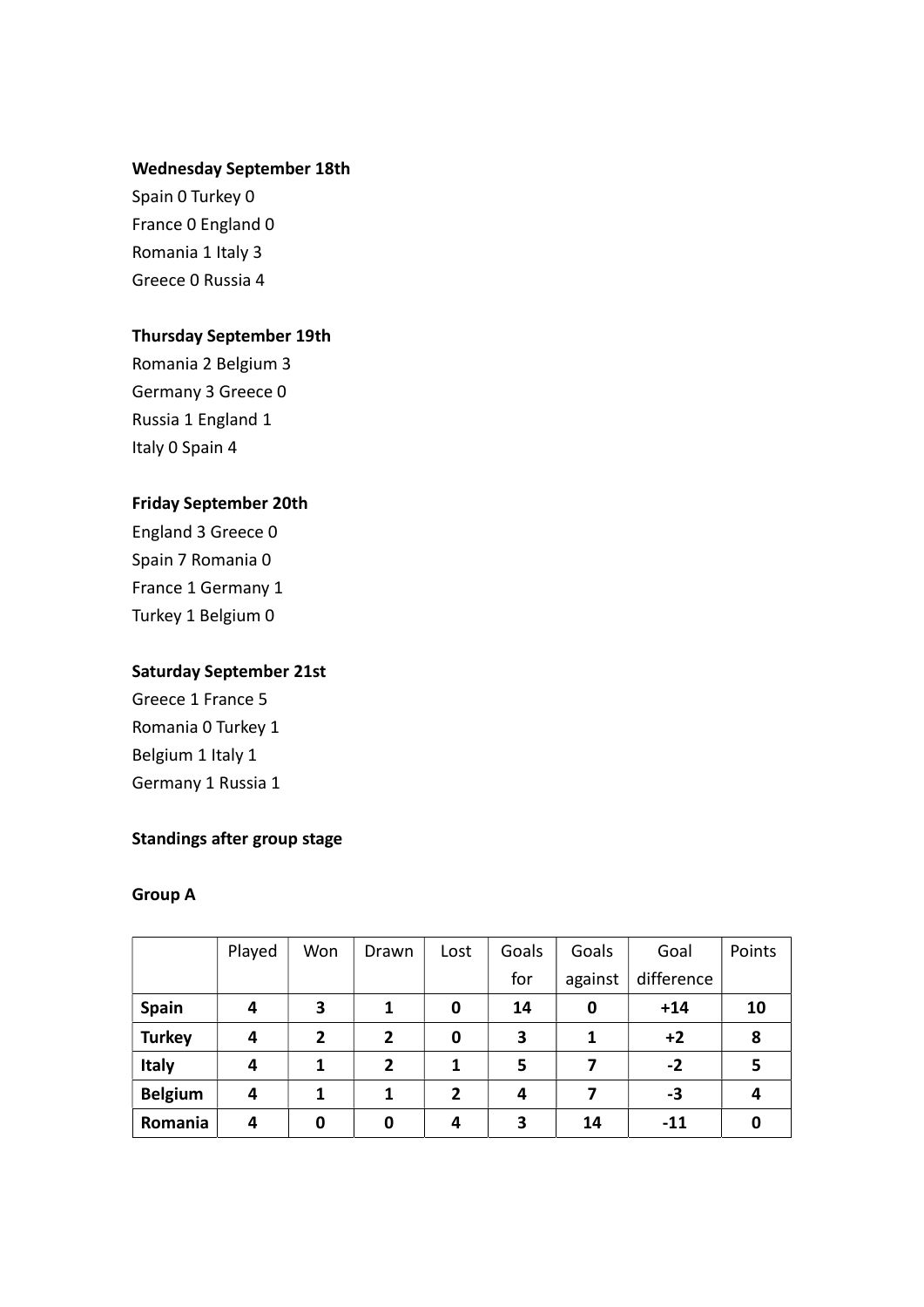**Wednesday September 18th**

Spain 0 Turkey 0
France 0 England 0
Romania 1 Italy 3
Greece 0 Russia 4

**Thursday September 19th**

Romania 2 Belgium 3
Germany 3 Greece 0
Russia 1 England 1
Italy 0 Spain 4

**Friday September 20th**

England 3 Greece 0
Spain 7 Romania 0
France 1 Germany 1
Turkey 1 Belgium 0

**Saturday September 21st**

Greece 1 France 5
Romania 0 Turkey 1
Belgium 1 Italy 1
Germany 1 Russia 1

**Standings after group stage**

**Group A**

| | Played | Won | Drawn | Lost | Goals for | Goals against | Goal difference | Points |
|---|---|---|---|---|---|---|---|---|
| **Spain** | **4** | **3** | **1** | **0** | **14** | **0** | **+14** | **10** |
| **Turkey** | **4** | **2** | **2** | **0** | **3** | **1** | **+2** | **8** |
| **Italy** | **4** | **1** | **2** | **1** | **5** | **7** | **-2** | **5** |
| **Belgium** | **4** | **1** | **1** | **2** | **4** | **7** | **-3** | **4** |
| **Romania** | **4** | **0** | **0** | **4** | **3** | **14** | **-11** | **0** |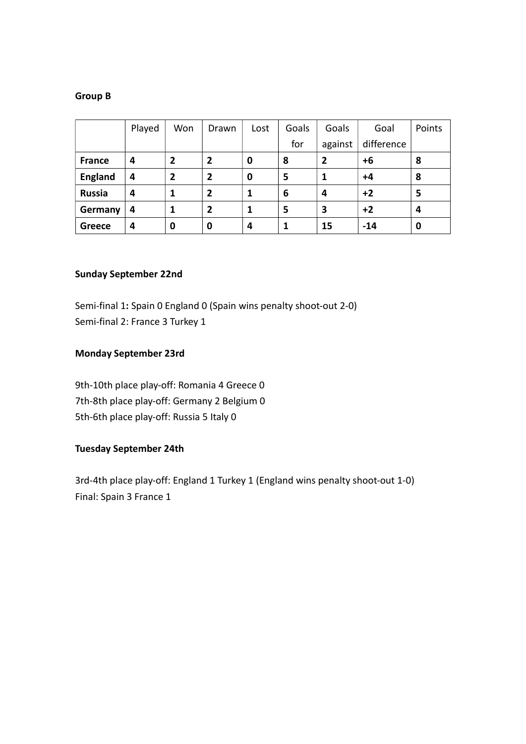**Group B**

| | Played | Won | Drawn | Lost | Goals for | Goals against | Goal difference | Points |
|---|---|---|---|---|---|---|---|---|
| **France** | **4** | **2** | **2** | **0** | **8** | **2** | **+6** | **8** |
| **England** | **4** | **2** | **2** | **0** | **5** | **1** | **+4** | **8** |
| **Russia** | **4** | **1** | **2** | **1** | **6** | **4** | **+2** | **5** |
| **Germany** | **4** | **1** | **2** | **1** | **5** | **3** | **+2** | **4** |
| **Greece** | **4** | **0** | **0** | **4** | **1** | **15** | **-14** | **0** |

**Sunday September 22nd**

Semi-final 1**:** Spain 0 England 0 (Spain wins penalty shoot-out 2-0)
Semi-final 2: France 3 Turkey 1

**Monday September 23rd**

9th-10th place play-off: Romania 4 Greece 0
7th-8th place play-off: Germany 2 Belgium 0
5th-6th place play-off: Russia 5 Italy 0

**Tuesday September 24th**

3rd-4th place play-off: England 1 Turkey 1 (England wins penalty shoot-out 1-0)
Final: Spain 3 France 1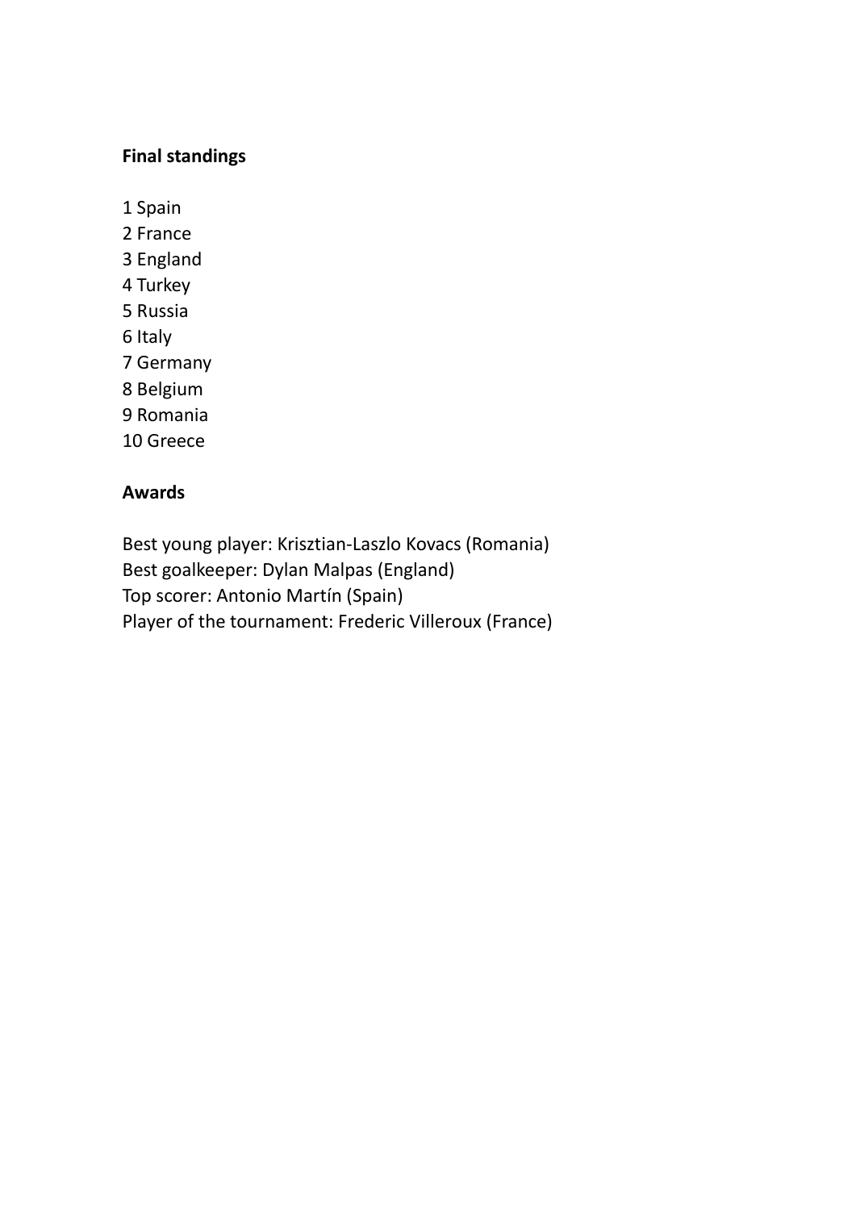**Final standings**

1 Spain
2 France
3 England
4 Turkey
5 Russia
6 Italy
7 Germany
8 Belgium
9 Romania
10 Greece

**Awards**

Best young player: Krisztian-Laszlo Kovacs (Romania)
Best goalkeeper: Dylan Malpas (England)
Top scorer: Antonio Martín (Spain)
Player of the tournament: Frederic Villeroux (France)